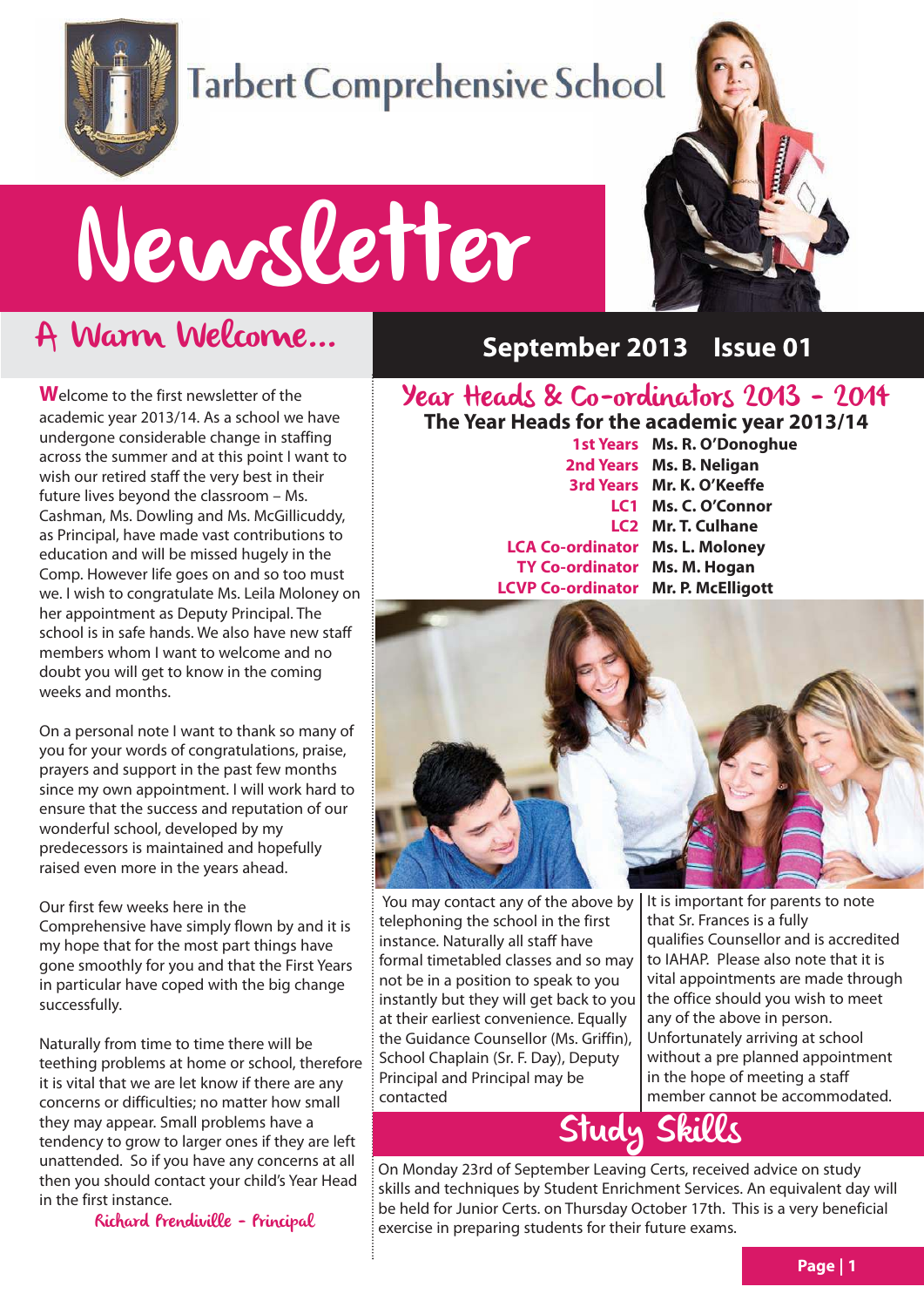# Tarbert Comprehensive School

# Newsletter

**September 2013 Issue 01**

## A Warm Welcome...

Welcome to the first newsletter of the academic year 2013/14. As a school we have undergone considerable change in staffing across the summer and at this point I want to wish our retired staff the very best in their future lives beyond the classroom – Ms. Cashman, Ms. Dowling and Ms. McGillicuddy, as Principal, have made vast contributions to education and will be missed hugely in the Comp. However life goes on and so too must we. I wish to congratulate Ms. Leila Moloney on her appointment as Deputy Principal. The school is in safe hands. We also have new staff members whom I want to welcome and no doubt you will get to know in the coming weeks and months.

On a personal note I want to thank so many of you for your words of congratulations, praise, prayers and support in the past few months since my own appointment. I will work hard to ensure that the success and reputation of our wonderful school, developed by my predecessors is maintained and hopefully raised even more in the years ahead.

Our first few weeks here in the Comprehensive have simply flown by and it is my hope that for the most part things have gone smoothly for you and that the First Years in particular have coped with the big change successfully.

Naturally from time to time there will be teething problems at home or school, therefore it is vital that we are let know if there are any concerns or difficulties; no matter how small they may appear. Small problems have a tendency to grow to larger ones if they are left unattended. So if you have any concerns at all then you should contact your child's Year Head in the first instance.

*Richard Prendiville - Principal*

## Year Heads & Co-ordinators 2013 - 2014

**The Year Heads for the academic year 2013/14**

| | |
|---|---|
| **1st Years** | **Ms. R. O'Donoghue** |
| **2nd Years** | **Ms. B. Neligan** |
| **3rd Years** | **Mr. K. O'Keeffe** |
| **LC1** | **Ms. C. O'Connor** |
| **LC2** | **Mr. T. Culhane** |
| **LCA Co-ordinator** | **Ms. L. Moloney** |
| **TY Co-ordinator** | **Ms. M. Hogan** |
| **LCVP Co-ordinator** | **Mr. P. McElligott** |

You may contact any of the above by telephoning the school in the first instance. Naturally all staff have formal timetabled classes and so may not be in a position to speak to you instantly but they will get back to you at their earliest convenience. Equally the Guidance Counsellor (Ms. Griffin), School Chaplain (Sr. F. Day), Deputy Principal and Principal may be contacted

It is important for parents to note that Sr. Frances is a fully qualifies Counsellor and is accredited to IAHAP. Please also note that it is vital appointments are made through the office should you wish to meet any of the above in person. Unfortunately arriving at school without a pre planned appointment in the hope of meeting a staff member cannot be accommodated.

## Study Skills

On Monday 23rd of September Leaving Certs, received advice on study skills and techniques by Student Enrichment Services. An equivalent day will be held for Junior Certs. on Thursday October 17th. This is a very beneficial exercise in preparing students for their future exams.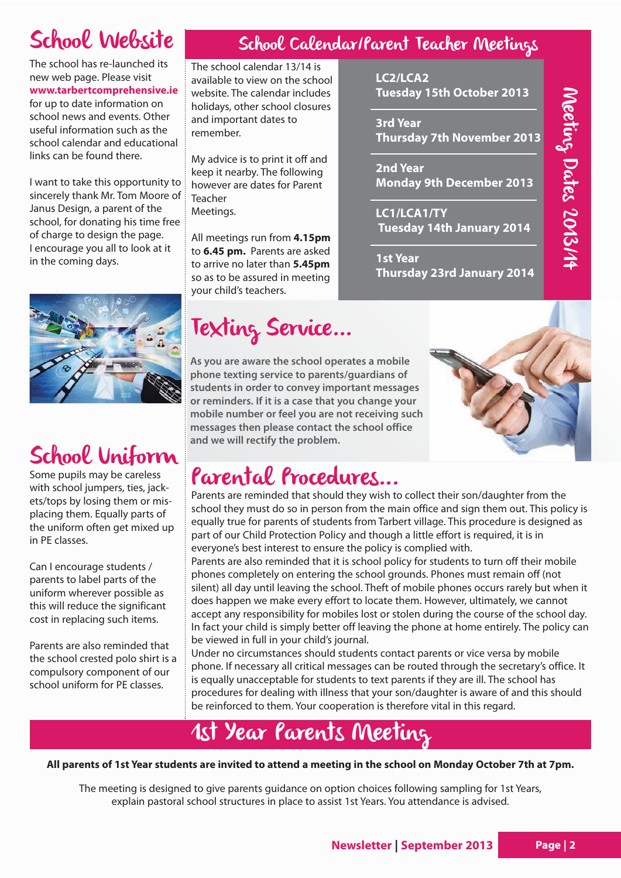## School Website

The school has re-launched its new web page. Please visit **www.tarbertcomprehensive.ie** for up to date information on school news and events. Other useful information such as the school calendar and educational links can be found there.

I want to take this opportunity to sincerely thank Mr. Tom Moore of Janus Design, a parent of the school, for donating his time free of charge to design the page. I encourage you all to look at it in the coming days.

## School Uniform

Some pupils may be careless with school jumpers, ties, jackets/tops by losing them or misplacing them. Equally parts of the uniform often get mixed up in PE classes.

Can I encourage students / parents to label parts of the uniform wherever possible as this will reduce the significant cost in replacing such items.

Parents are also reminded that the school crested polo shirt is a compulsory component of our school uniform for PE classes.

## School Calendar/Parent Teacher Meetings

The school calendar 13/14 is available to view on the school website. The calendar includes holidays, other school closures and important dates to remember.

My advice is to print it off and keep it nearby. The following however are dates for Parent Teacher Meetings.

All meetings run from **4.15pm** to **6.45 pm.** Parents are asked to arrive no later than **5.45pm** so as to be assured in meeting your child's teachers.

### Meeting Dates 2013/14

**LC2/LCA2**
**Tuesday 15th October 2013**

**3rd Year**
**Thursday 7th November 2013**

**2nd Year**
**Monday 9th December 2013**

**LC1/LCA1/TY**
**Tuesday 14th January 2014**

**1st Year**
**Thursday 23rd January 2014**

## Texting Service...

**As you are aware the school operates a mobile phone texting service to parents/guardians of students in order to convey important messages or reminders. If it is a case that you change your mobile number or feel you are not receiving such messages then please contact the school office and we will rectify the problem.**

## Parental Procedures...

Parents are reminded that should they wish to collect their son/daughter from the school they must do so in person from the main office and sign them out. This policy is equally true for parents of students from Tarbert village. This procedure is designed as part of our Child Protection Policy and though a little effort is required, it is in everyone's best interest to ensure the policy is complied with.

Parents are also reminded that it is school policy for students to turn off their mobile phones completely on entering the school grounds. Phones must remain off (not silent) all day until leaving the school. Theft of mobile phones occurs rarely but when it does happen we make every effort to locate them. However, ultimately, we cannot accept any responsibility for mobiles lost or stolen during the course of the school day. In fact your child is simply better off leaving the phone at home entirely. The policy can be viewed in full in your child's journal.

Under no circumstances should students contact parents or vice versa by mobile phone. If necessary all critical messages can be routed through the secretary's office. It is equally unacceptable for students to text parents if they are ill. The school has procedures for dealing with illness that your son/daughter is aware of and this should be reinforced to them. Your cooperation is therefore vital in this regard.

## 1st Year Parents Meeting

**All parents of 1st Year students are invited to attend a meeting in the school on Monday October 7th at 7pm.**

The meeting is designed to give parents guidance on option choices following sampling for 1st Years, explain pastoral school structures in place to assist 1st Years. You attendance is advised.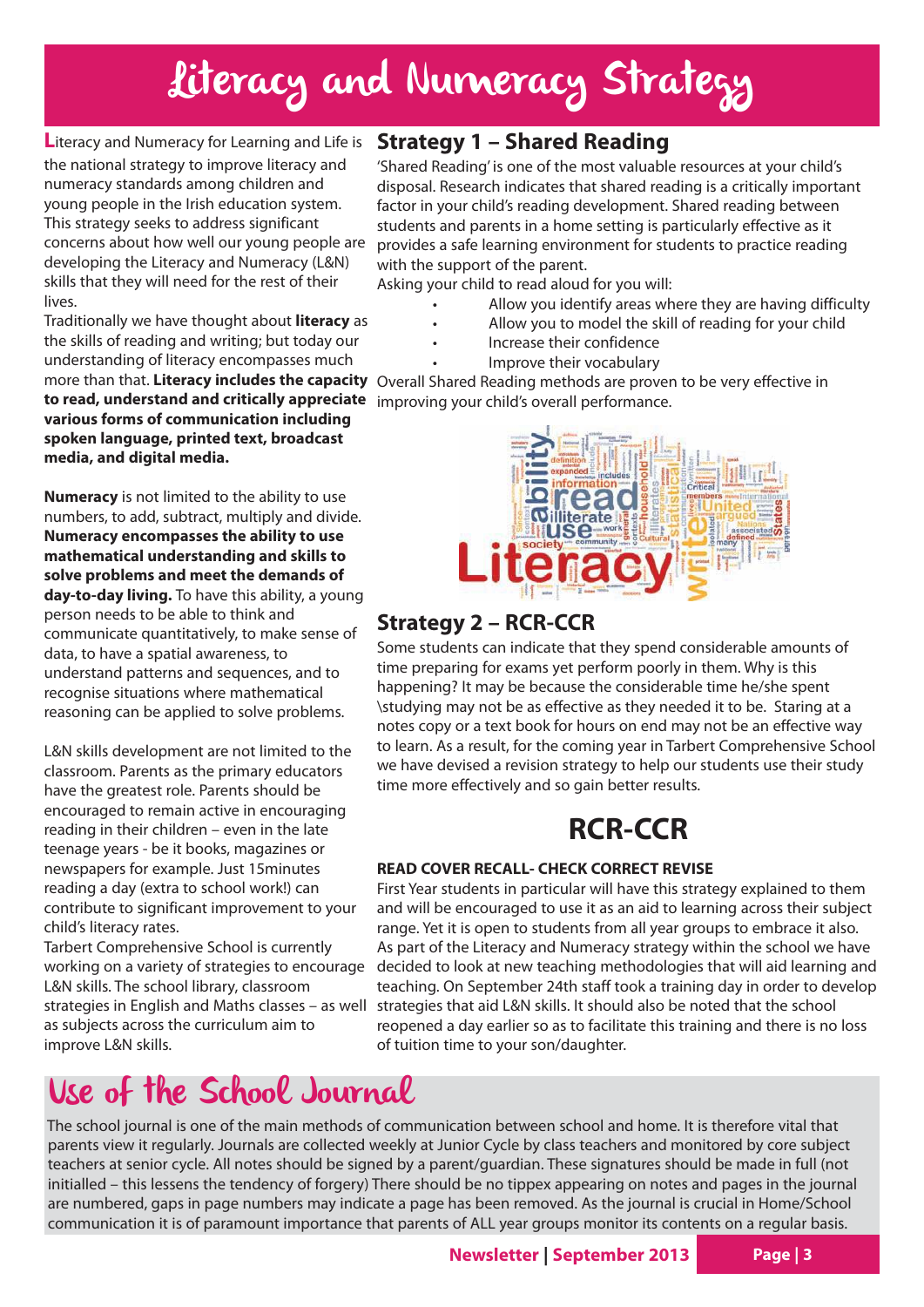# Literacy and Numeracy Strategy

**L**iteracy and Numeracy for Learning and Life is the national strategy to improve literacy and numeracy standards among children and young people in the Irish education system. This strategy seeks to address significant concerns about how well our young people are developing the Literacy and Numeracy (L&N) skills that they will need for the rest of their lives.

Traditionally we have thought about **literacy** as the skills of reading and writing; but today our understanding of literacy encompasses much more than that. **Literacy includes the capacity to read, understand and critically appreciate various forms of communication including spoken language, printed text, broadcast media, and digital media.**

**Numeracy** is not limited to the ability to use numbers, to add, subtract, multiply and divide. **Numeracy encompasses the ability to use mathematical understanding and skills to solve problems and meet the demands of day-to-day living.** To have this ability, a young person needs to be able to think and communicate quantitatively, to make sense of data, to have a spatial awareness, to understand patterns and sequences, and to recognise situations where mathematical reasoning can be applied to solve problems.

L&N skills development are not limited to the classroom. Parents as the primary educators have the greatest role. Parents should be encouraged to remain active in encouraging reading in their children – even in the late teenage years - be it books, magazines or newspapers for example. Just 15minutes reading a day (extra to school work!) can contribute to significant improvement to your child's literacy rates.

Tarbert Comprehensive School is currently working on a variety of strategies to encourage L&N skills. The school library, classroom strategies in English and Maths classes – as well as subjects across the curriculum aim to improve L&N skills.

## Strategy 1 – Shared Reading

'Shared Reading' is one of the most valuable resources at your child's disposal. Research indicates that shared reading is a critically important factor in your child's reading development. Shared reading between students and parents in a home setting is particularly effective as it provides a safe learning environment for students to practice reading with the support of the parent.

Asking your child to read aloud for you will:

- Allow you identify areas where they are having difficulty
- Allow you to model the skill of reading for your child
- Increase their confidence
- Improve their vocabulary

Overall Shared Reading methods are proven to be very effective in improving your child's overall performance.

## Strategy 2 – RCR-CCR

Some students can indicate that they spend considerable amounts of time preparing for exams yet perform poorly in them. Why is this happening? It may be because the considerable time he/she spent \studying may not be as effective as they needed it to be. Staring at a notes copy or a text book for hours on end may not be an effective way to learn. As a result, for the coming year in Tarbert Comprehensive School we have devised a revision strategy to help our students use their study time more effectively and so gain better results.

## RCR-CCR

**READ COVER RECALL- CHECK CORRECT REVISE**

First Year students in particular will have this strategy explained to them and will be encouraged to use it as an aid to learning across their subject range. Yet it is open to students from all year groups to embrace it also. As part of the Literacy and Numeracy strategy within the school we have decided to look at new teaching methodologies that will aid learning and teaching. On September 24th staff took a training day in order to develop strategies that aid L&N skills. It should also be noted that the school reopened a day earlier so as to facilitate this training and there is no loss of tuition time to your son/daughter.

# Use of the School Journal

The school journal is one of the main methods of communication between school and home. It is therefore vital that parents view it regularly. Journals are collected weekly at Junior Cycle by class teachers and monitored by core subject teachers at senior cycle. All notes should be signed by a parent/guardian. These signatures should be made in full (not initialled – this lessens the tendency of forgery) There should be no tippex appearing on notes and pages in the journal are numbered, gaps in page numbers may indicate a page has been removed. As the journal is crucial in Home/School communication it is of paramount importance that parents of ALL year groups monitor its contents on a regular basis.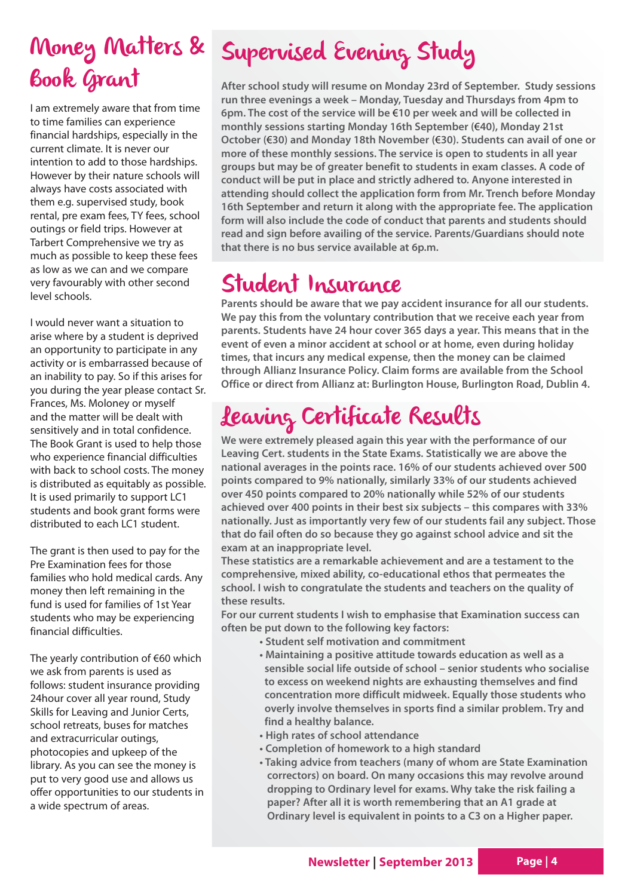# Money Matters & Book Grant

I am extremely aware that from time to time families can experience financial hardships, especially in the current climate. It is never our intention to add to those hardships. However by their nature schools will always have costs associated with them e.g. supervised study, book rental, pre exam fees, TY fees, school outings or field trips. However at Tarbert Comprehensive we try as much as possible to keep these fees as low as we can and we compare very favourably with other second level schools.

I would never want a situation to arise where by a student is deprived an opportunity to participate in any activity or is embarrassed because of an inability to pay. So if this arises for you during the year please contact Sr. Frances, Ms. Moloney or myself and the matter will be dealt with sensitively and in total confidence. The Book Grant is used to help those who experience financial difficulties with back to school costs. The money is distributed as equitably as possible. It is used primarily to support LC1 students and book grant forms were distributed to each LC1 student.

The grant is then used to pay for the Pre Examination fees for those families who hold medical cards. Any money then left remaining in the fund is used for families of 1st Year students who may be experiencing financial difficulties.

The yearly contribution of €60 which we ask from parents is used as follows: student insurance providing 24hour cover all year round, Study Skills for Leaving and Junior Certs, school retreats, buses for matches and extracurricular outings, photocopies and upkeep of the library. As you can see the money is put to very good use and allows us offer opportunities to our students in a wide spectrum of areas.

# Supervised Evening Study

**After school study will resume on Monday 23rd of September. Study sessions run three evenings a week – Monday, Tuesday and Thursdays from 4pm to 6pm. The cost of the service will be €10 per week and will be collected in monthly sessions starting Monday 16th September (€40), Monday 21st October (€30) and Monday 18th November (€30). Students can avail of one or more of these monthly sessions. The service is open to students in all year groups but may be of greater benefit to students in exam classes. A code of conduct will be put in place and strictly adhered to. Anyone interested in attending should collect the application form from Mr. Trench before Monday 16th September and return it along with the appropriate fee. The application form will also include the code of conduct that parents and students should read and sign before availing of the service. Parents/Guardians should note that there is no bus service available at 6p.m.**

# Student Insurance

**Parents should be aware that we pay accident insurance for all our students. We pay this from the voluntary contribution that we receive each year from parents. Students have 24 hour cover 365 days a year. This means that in the event of even a minor accident at school or at home, even during holiday times, that incurs any medical expense, then the money can be claimed through Allianz Insurance Policy. Claim forms are available from the School Office or direct from Allianz at: Burlington House, Burlington Road, Dublin 4.**

# Leaving Certificate Results

**We were extremely pleased again this year with the performance of our Leaving Cert. students in the State Exams. Statistically we are above the national averages in the points race. 16% of our students achieved over 500 points compared to 9% nationally, similarly 33% of our students achieved over 450 points compared to 20% nationally while 52% of our students achieved over 400 points in their best six subjects – this compares with 33% nationally. Just as importantly very few of our students fail any subject. Those that do fail often do so because they go against school advice and sit the exam at an inappropriate level.**

**These statistics are a remarkable achievement and are a testament to the comprehensive, mixed ability, co-educational ethos that permeates the school. I wish to congratulate the students and teachers on the quality of these results.**

**For our current students I wish to emphasise that Examination success can often be put down to the following key factors:**

- **Student self motivation and commitment**
- **Maintaining a positive attitude towards education as well as a sensible social life outside of school – senior students who socialise to excess on weekend nights are exhausting themselves and find concentration more difficult midweek. Equally those students who overly involve themselves in sports find a similar problem. Try and find a healthy balance.**
- **High rates of school attendance**
- **Completion of homework to a high standard**
- **Taking advice from teachers (many of whom are State Examination correctors) on board. On many occasions this may revolve around dropping to Ordinary level for exams. Why take the risk failing a paper? After all it is worth remembering that an A1 grade at Ordinary level is equivalent in points to a C3 on a Higher paper.**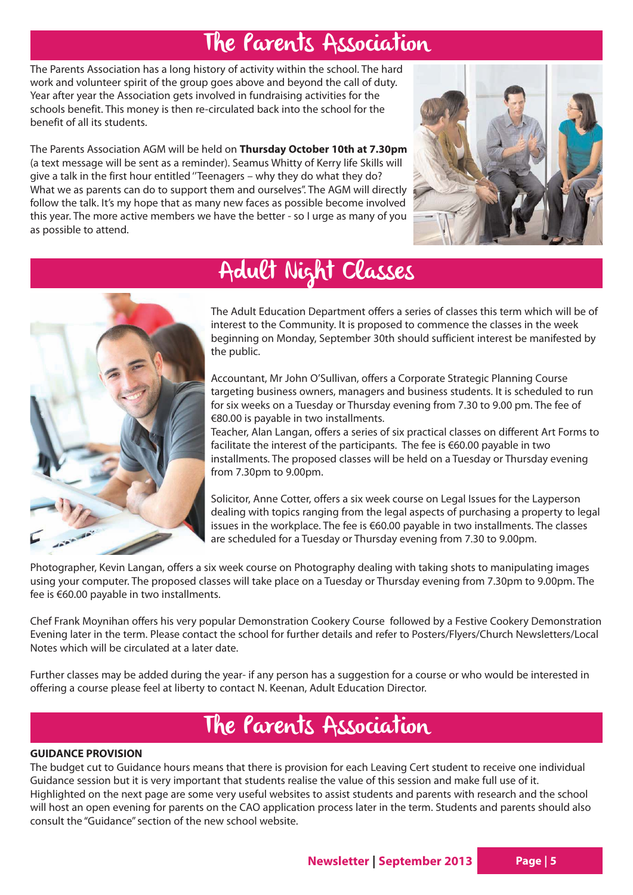## The Parents Association

The Parents Association has a long history of activity within the school. The hard work and volunteer spirit of the group goes above and beyond the call of duty. Year after year the Association gets involved in fundraising activities for the schools benefit. This money is then re-circulated back into the school for the benefit of all its students.

The Parents Association AGM will be held on **Thursday October 10th at 7.30pm** (a text message will be sent as a reminder). Seamus Whitty of Kerry life Skills will give a talk in the first hour entitled ''Teenagers – why they do what they do? What we as parents can do to support them and ourselves". The AGM will directly follow the talk. It's my hope that as many new faces as possible become involved this year. The more active members we have the better - so I urge as many of you as possible to attend.

## Adult Night Classes

The Adult Education Department offers a series of classes this term which will be of interest to the Community. It is proposed to commence the classes in the week beginning on Monday, September 30th should sufficient interest be manifested by the public.

Accountant, Mr John O'Sullivan, offers a Corporate Strategic Planning Course targeting business owners, managers and business students. It is scheduled to run for six weeks on a Tuesday or Thursday evening from 7.30 to 9.00 pm. The fee of €80.00 is payable in two installments.
Teacher, Alan Langan, offers a series of six practical classes on different Art Forms to facilitate the interest of the participants. The fee is €60.00 payable in two installments. The proposed classes will be held on a Tuesday or Thursday evening from 7.30pm to 9.00pm.

Solicitor, Anne Cotter, offers a six week course on Legal Issues for the Layperson dealing with topics ranging from the legal aspects of purchasing a property to legal issues in the workplace. The fee is €60.00 payable in two installments. The classes are scheduled for a Tuesday or Thursday evening from 7.30 to 9.00pm.

Photographer, Kevin Langan, offers a six week course on Photography dealing with taking shots to manipulating images using your computer. The proposed classes will take place on a Tuesday or Thursday evening from 7.30pm to 9.00pm. The fee is €60.00 payable in two installments.

Chef Frank Moynihan offers his very popular Demonstration Cookery Course followed by a Festive Cookery Demonstration Evening later in the term. Please contact the school for further details and refer to Posters/Flyers/Church Newsletters/Local Notes which will be circulated at a later date.

Further classes may be added during the year- if any person has a suggestion for a course or who would be interested in offering a course please feel at liberty to contact N. Keenan, Adult Education Director.

## The Parents Association

**GUIDANCE PROVISION**

The budget cut to Guidance hours means that there is provision for each Leaving Cert student to receive one individual Guidance session but it is very important that students realise the value of this session and make full use of it. Highlighted on the next page are some very useful websites to assist students and parents with research and the school will host an open evening for parents on the CAO application process later in the term. Students and parents should also consult the "Guidance" section of the new school website.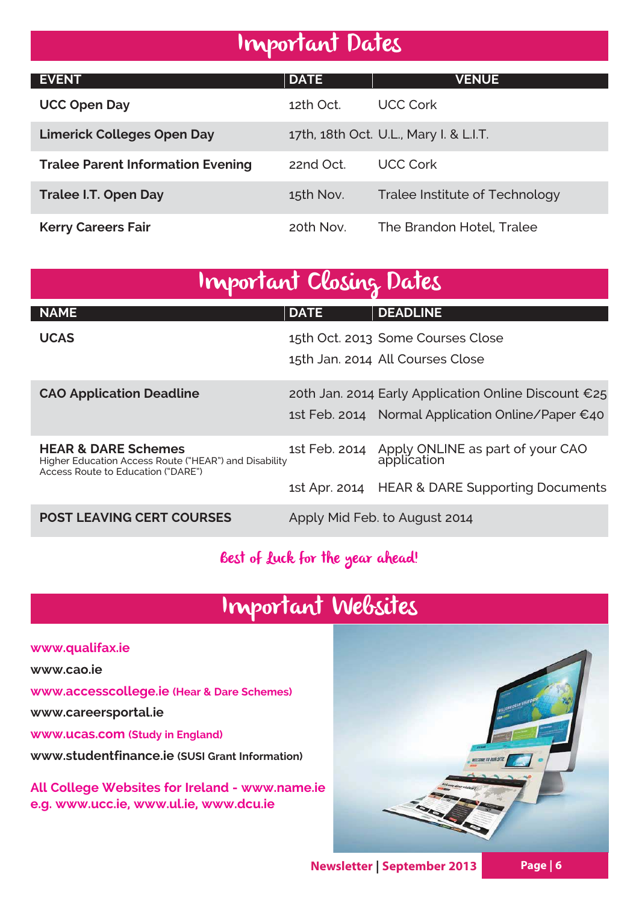# Important Dates

| EVENT | DATE | VENUE |
|---|---|---|
| **UCC Open Day** | 12th Oct. | UCC Cork |
| **Limerick Colleges Open Day** | 17th, 18th Oct. | U.L., Mary I. & L.I.T. |
| **Tralee Parent Information Evening** | 22nd Oct. | UCC Cork |
| **Tralee I.T. Open Day** | 15th Nov. | Tralee Institute of Technology |
| **Kerry Careers Fair** | 20th Nov. | The Brandon Hotel, Tralee |

# Important Closing Dates

| NAME | DATE | DEADLINE |
|---|---|---|
| **UCAS** | 15th Oct. 2013 | Some Courses Close |
| | 15th Jan. 2014 | All Courses Close |
| **CAO Application Deadline** | 20th Jan. 2014 | Early Application Online Discount €25 |
| | 1st Feb. 2014 | Normal Application Online/Paper €40 |
| **HEAR & DARE Schemes** Higher Education Access Route ("HEAR") and Disability Access Route to Education ("DARE") | 1st Feb. 2014 | Apply ONLINE as part of your CAO application |
| | 1st Apr. 2014 | HEAR & DARE Supporting Documents |
| **POST LEAVING CERT COURSES** | Apply Mid Feb. to August 2014 | |

*Best of Luck for the year ahead!*

# Important Websites

**www.qualifax.ie**

**www.cao.ie**

**www.accesscollege.ie (Hear & Dare Schemes)**

**www.careersportal.ie**

**www.ucas.com (Study in England)**

**www.studentfinance.ie (SUSI Grant Information)**

**All College Websites for Ireland - www.name.ie**
**e.g. www.ucc.ie, www.ul.ie, www.dcu.ie**

Newsletter | September 2013